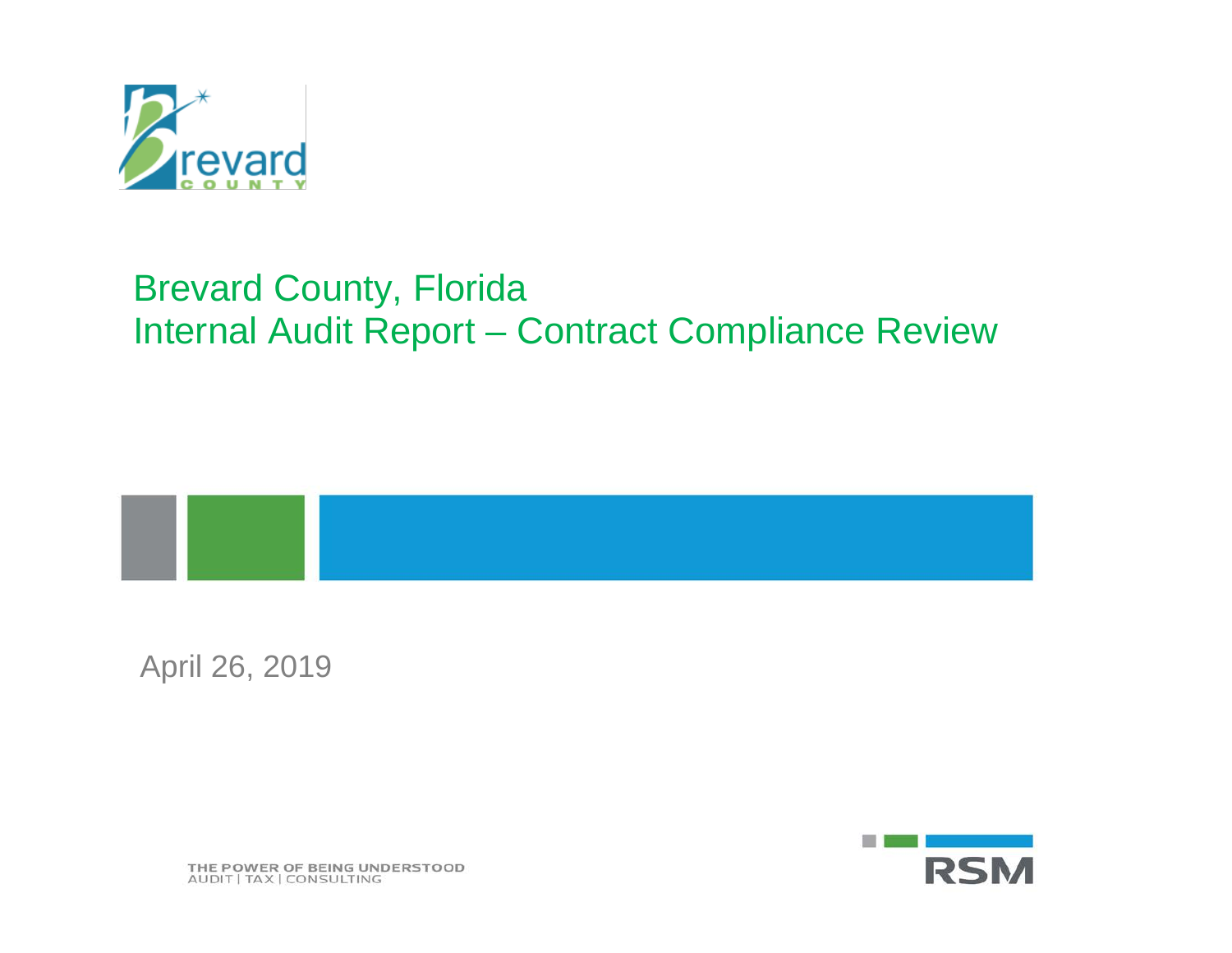# Brevard County, Florida
# Internal Audit Report – Contract Compliance Review

April 26, 2019

THE POWER OF BEING UNDERSTOOD
AUDIT | TAX | CONSULTING

RSM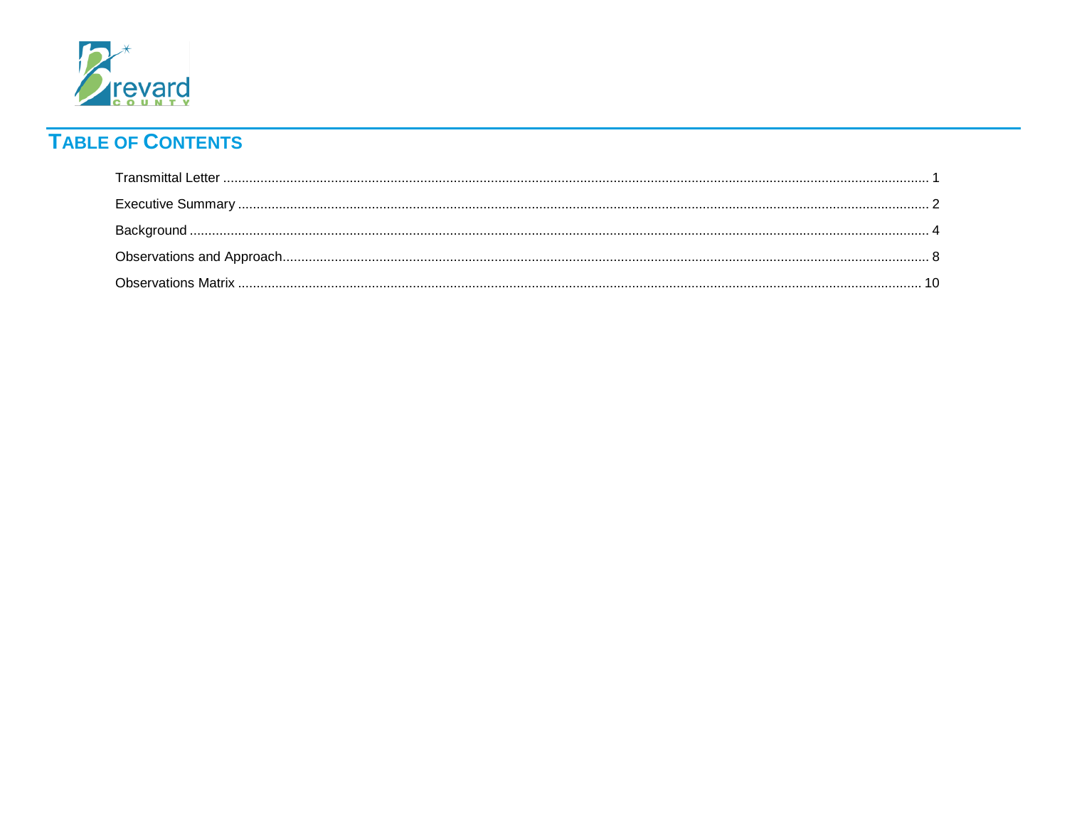# TABLE OF CONTENTS

Transmittal Letter ........................................................................................................ 1

Executive Summary ...................................................................................................... 2

Background .................................................................................................................. 4

Observations and Approach.......................................................................................... 8

Observations Matrix .................................................................................................... 10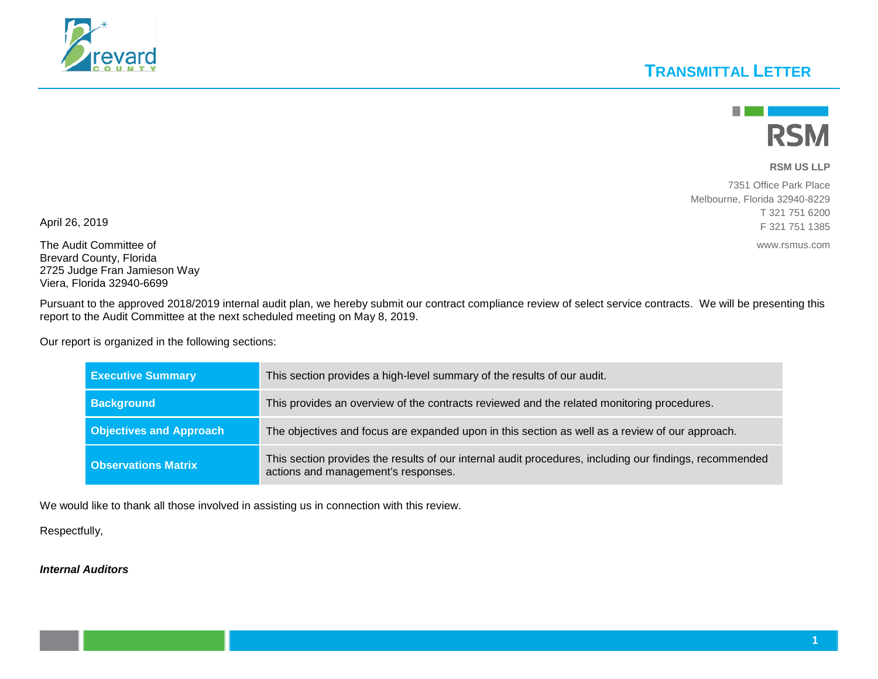# TRANSMITTAL LETTER

**RSM US LLP**

7351 Office Park Place
Melbourne, Florida 32940-8229
T 321 751 6200
F 321 751 1385

www.rsmus.com

April 26, 2019

The Audit Committee of
Brevard County, Florida
2725 Judge Fran Jamieson Way
Viera, Florida 32940-6699

Pursuant to the approved 2018/2019 internal audit plan, we hereby submit our contract compliance review of select service contracts. We will be presenting this report to the Audit Committee at the next scheduled meeting on May 8, 2019.

Our report is organized in the following sections:

| | |
|---|---|
| **Executive Summary** | This section provides a high-level summary of the results of our audit. |
| **Background** | This provides an overview of the contracts reviewed and the related monitoring procedures. |
| **Objectives and Approach** | The objectives and focus are expanded upon in this section as well as a review of our approach. |
| **Observations Matrix** | This section provides the results of our internal audit procedures, including our findings, recommended actions and management's responses. |

We would like to thank all those involved in assisting us in connection with this review.

Respectfully,

***Internal Auditors***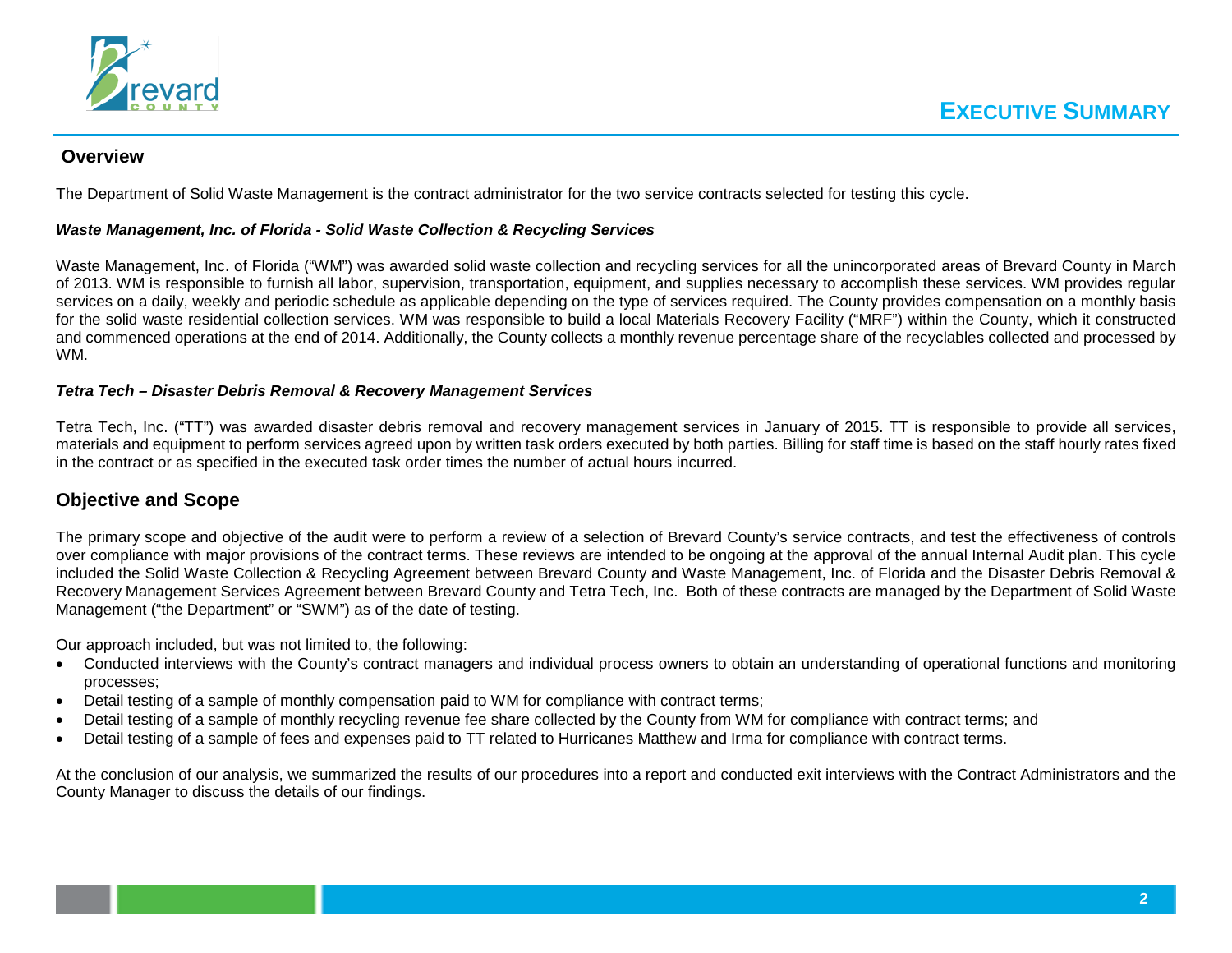# EXECUTIVE SUMMARY

## Overview

The Department of Solid Waste Management is the contract administrator for the two service contracts selected for testing this cycle.

***Waste Management, Inc. of Florida - Solid Waste Collection & Recycling Services***

Waste Management, Inc. of Florida ("WM") was awarded solid waste collection and recycling services for all the unincorporated areas of Brevard County in March of 2013. WM is responsible to furnish all labor, supervision, transportation, equipment, and supplies necessary to accomplish these services. WM provides regular services on a daily, weekly and periodic schedule as applicable depending on the type of services required. The County provides compensation on a monthly basis for the solid waste residential collection services. WM was responsible to build a local Materials Recovery Facility ("MRF") within the County, which it constructed and commenced operations at the end of 2014. Additionally, the County collects a monthly revenue percentage share of the recyclables collected and processed by WM.

***Tetra Tech – Disaster Debris Removal & Recovery Management Services***

Tetra Tech, Inc. ("TT") was awarded disaster debris removal and recovery management services in January of 2015. TT is responsible to provide all services, materials and equipment to perform services agreed upon by written task orders executed by both parties. Billing for staff time is based on the staff hourly rates fixed in the contract or as specified in the executed task order times the number of actual hours incurred.

## Objective and Scope

The primary scope and objective of the audit were to perform a review of a selection of Brevard County's service contracts, and test the effectiveness of controls over compliance with major provisions of the contract terms. These reviews are intended to be ongoing at the approval of the annual Internal Audit plan. This cycle included the Solid Waste Collection & Recycling Agreement between Brevard County and Waste Management, Inc. of Florida and the Disaster Debris Removal & Recovery Management Services Agreement between Brevard County and Tetra Tech, Inc. Both of these contracts are managed by the Department of Solid Waste Management ("the Department" or "SWM") as of the date of testing.

Our approach included, but was not limited to, the following:

- Conducted interviews with the County's contract managers and individual process owners to obtain an understanding of operational functions and monitoring processes;
- Detail testing of a sample of monthly compensation paid to WM for compliance with contract terms;
- Detail testing of a sample of monthly recycling revenue fee share collected by the County from WM for compliance with contract terms; and
- Detail testing of a sample of fees and expenses paid to TT related to Hurricanes Matthew and Irma for compliance with contract terms.

At the conclusion of our analysis, we summarized the results of our procedures into a report and conducted exit interviews with the Contract Administrators and the County Manager to discuss the details of our findings.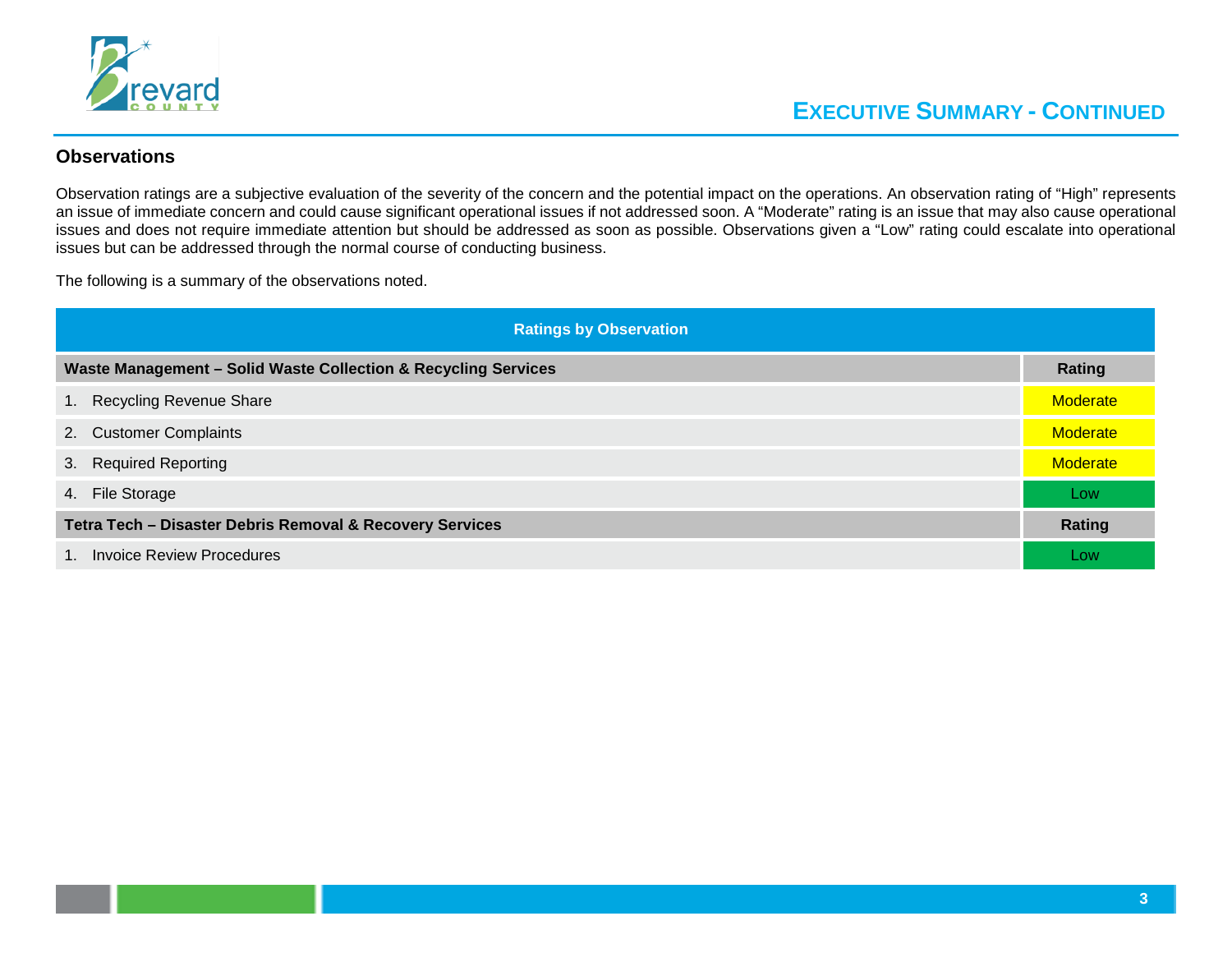## Executive Summary - Continued

### Observations

Observation ratings are a subjective evaluation of the severity of the concern and the potential impact on the operations. An observation rating of "High" represents an issue of immediate concern and could cause significant operational issues if not addressed soon. A "Moderate" rating is an issue that may also cause operational issues and does not require immediate attention but should be addressed as soon as possible. Observations given a "Low" rating could escalate into operational issues but can be addressed through the normal course of conducting business.

The following is a summary of the observations noted.

| Ratings by Observation | |
|---|---|
| **Waste Management – Solid Waste Collection & Recycling Services** | **Rating** |
| 1. Recycling Revenue Share | Moderate |
| 2. Customer Complaints | Moderate |
| 3. Required Reporting | Moderate |
| 4. File Storage | Low |
| **Tetra Tech – Disaster Debris Removal & Recovery Services** | **Rating** |
| 1. Invoice Review Procedures | Low |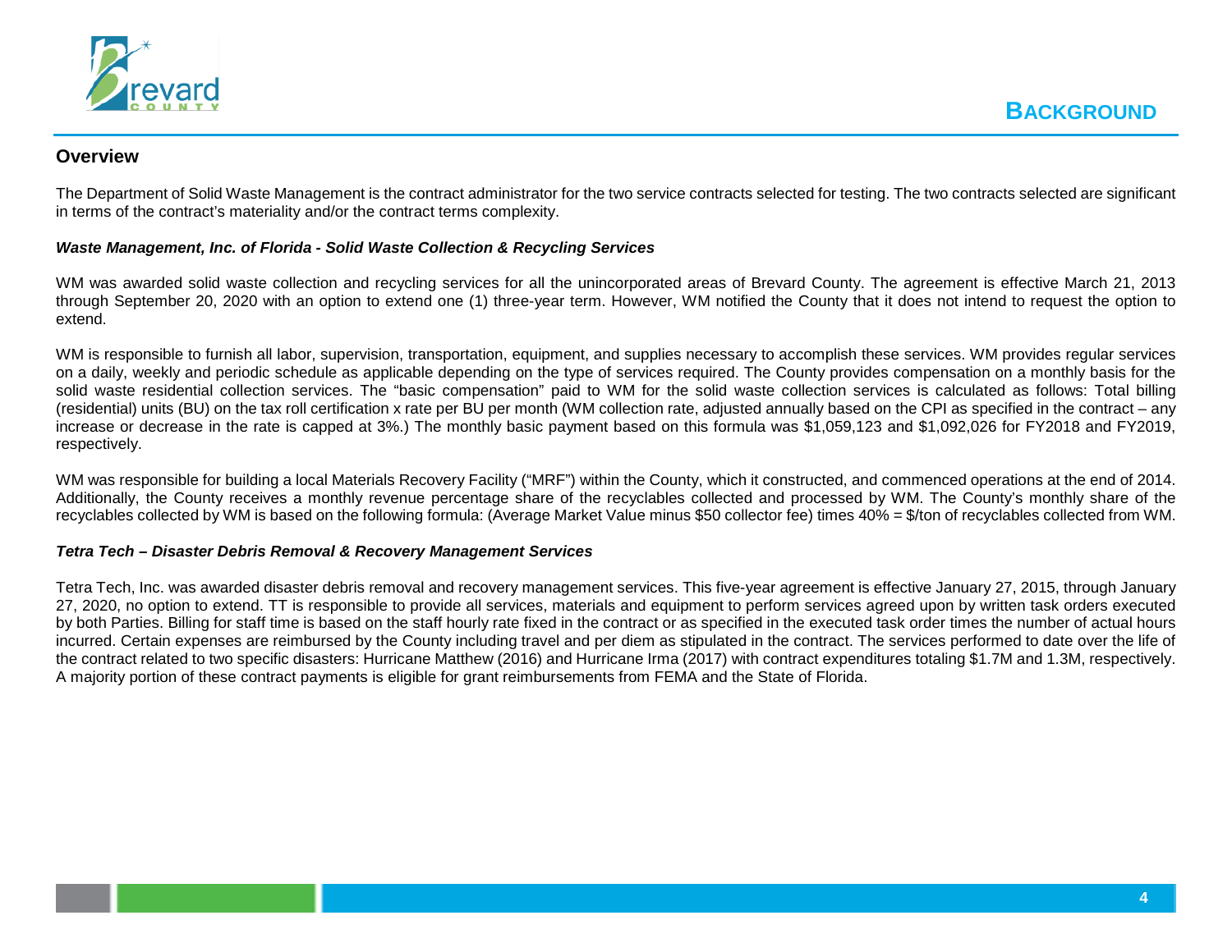# BACKGROUND

## Overview

The Department of Solid Waste Management is the contract administrator for the two service contracts selected for testing. The two contracts selected are significant in terms of the contract's materiality and/or the contract terms complexity.

### *Waste Management, Inc. of Florida - Solid Waste Collection & Recycling Services*

WM was awarded solid waste collection and recycling services for all the unincorporated areas of Brevard County. The agreement is effective March 21, 2013 through September 20, 2020 with an option to extend one (1) three-year term. However, WM notified the County that it does not intend to request the option to extend.

WM is responsible to furnish all labor, supervision, transportation, equipment, and supplies necessary to accomplish these services. WM provides regular services on a daily, weekly and periodic schedule as applicable depending on the type of services required. The County provides compensation on a monthly basis for the solid waste residential collection services. The "basic compensation" paid to WM for the solid waste collection services is calculated as follows: Total billing (residential) units (BU) on the tax roll certification x rate per BU per month (WM collection rate, adjusted annually based on the CPI as specified in the contract – any increase or decrease in the rate is capped at 3%.) The monthly basic payment based on this formula was $1,059,123 and $1,092,026 for FY2018 and FY2019, respectively.

WM was responsible for building a local Materials Recovery Facility ("MRF") within the County, which it constructed, and commenced operations at the end of 2014. Additionally, the County receives a monthly revenue percentage share of the recyclables collected and processed by WM. The County's monthly share of the recyclables collected by WM is based on the following formula: (Average Market Value minus $50 collector fee) times 40% = $/ton of recyclables collected from WM.

### *Tetra Tech – Disaster Debris Removal & Recovery Management Services*

Tetra Tech, Inc. was awarded disaster debris removal and recovery management services. This five-year agreement is effective January 27, 2015, through January 27, 2020, no option to extend. TT is responsible to provide all services, materials and equipment to perform services agreed upon by written task orders executed by both Parties. Billing for staff time is based on the staff hourly rate fixed in the contract or as specified in the executed task order times the number of actual hours incurred. Certain expenses are reimbursed by the County including travel and per diem as stipulated in the contract. The services performed to date over the life of the contract related to two specific disasters: Hurricane Matthew (2016) and Hurricane Irma (2017) with contract expenditures totaling $1.7M and 1.3M, respectively. A majority portion of these contract payments is eligible for grant reimbursements from FEMA and the State of Florida.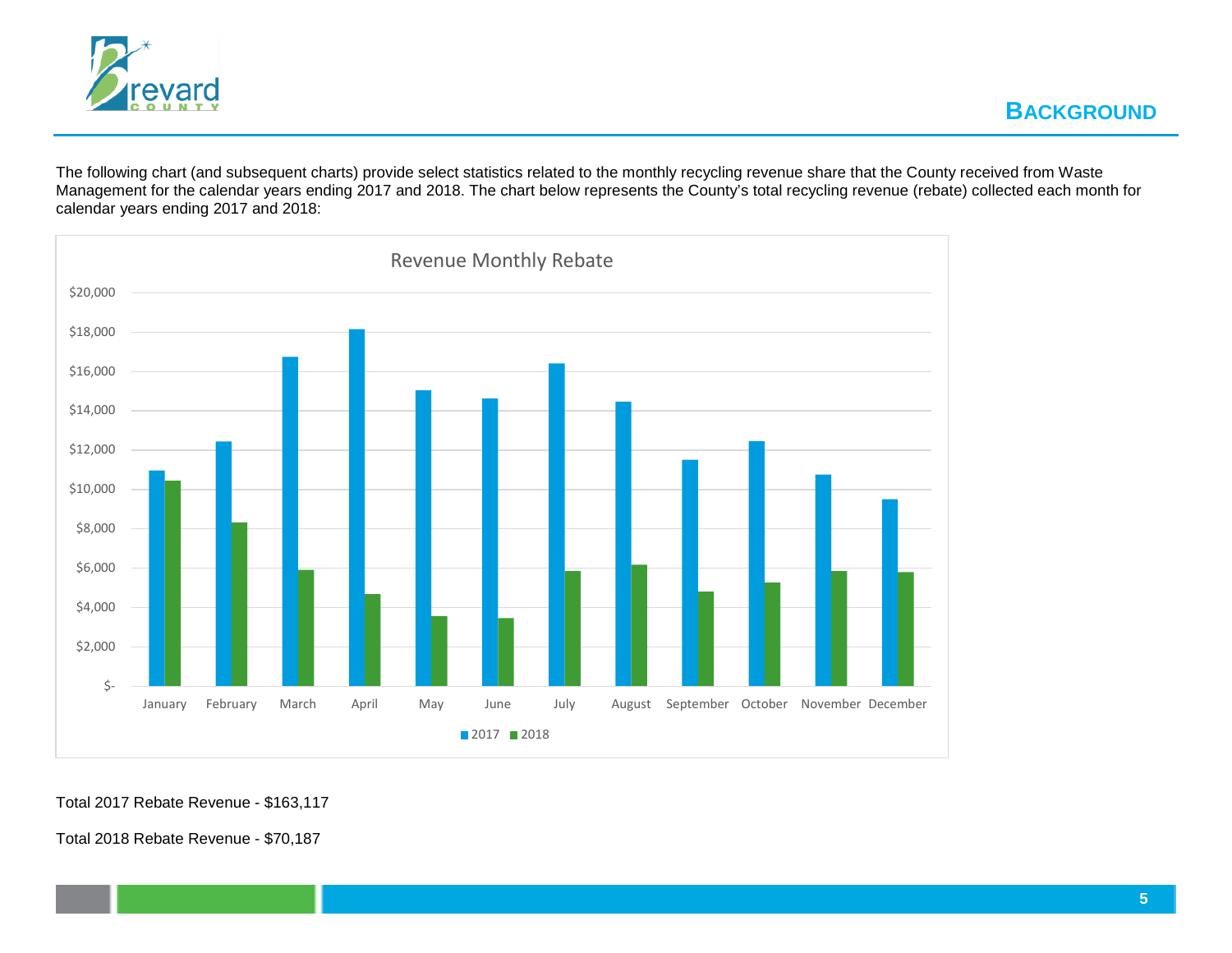## BACKGROUND

The following chart (and subsequent charts) provide select statistics related to the monthly recycling revenue share that the County received from Waste Management for the calendar years ending 2017 and 2018. The chart below represents the County's total recycling revenue (rebate) collected each month for calendar years ending 2017 and 2018:

Revenue Monthly Rebate

Total 2017 Rebate Revenue - $163,117

Total 2018 Rebate Revenue - $70,187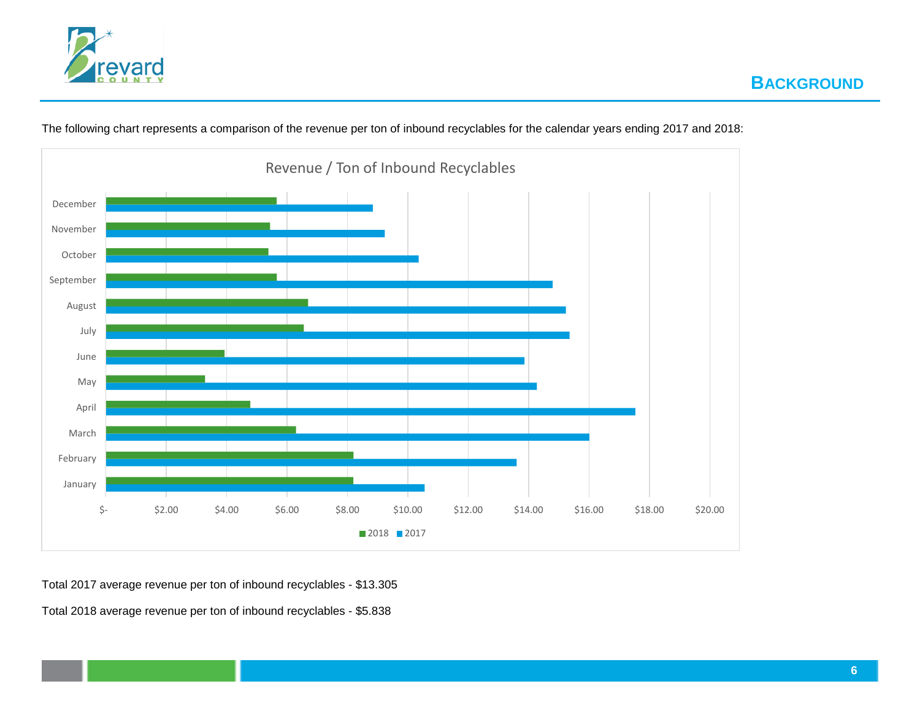# BACKGROUND

The following chart represents a comparison of the revenue per ton of inbound recyclables for the calendar years ending 2017 and 2018:

Total 2017 average revenue per ton of inbound recyclables - $13.305

Total 2018 average revenue per ton of inbound recyclables - $5.838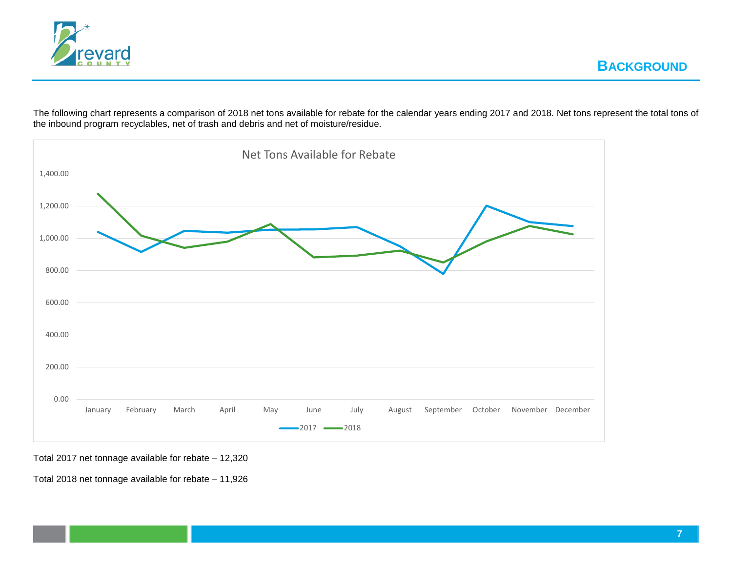## BACKGROUND

The following chart represents a comparison of 2018 net tons available for rebate for the calendar years ending 2017 and 2018. Net tons represent the total tons of the inbound program recyclables, net of trash and debris and net of moisture/residue.

Total 2017 net tonnage available for rebate – 12,320

Total 2018 net tonnage available for rebate – 11,926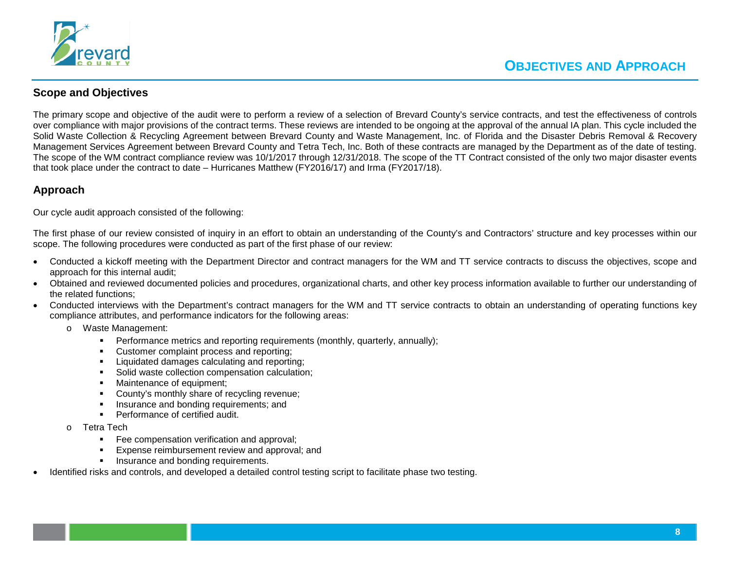# OBJECTIVES AND APPROACH

## Scope and Objectives

The primary scope and objective of the audit were to perform a review of a selection of Brevard County's service contracts, and test the effectiveness of controls over compliance with major provisions of the contract terms. These reviews are intended to be ongoing at the approval of the annual IA plan. This cycle included the Solid Waste Collection & Recycling Agreement between Brevard County and Waste Management, Inc. of Florida and the Disaster Debris Removal & Recovery Management Services Agreement between Brevard County and Tetra Tech, Inc. Both of these contracts are managed by the Department as of the date of testing. The scope of the WM contract compliance review was 10/1/2017 through 12/31/2018. The scope of the TT Contract consisted of the only two major disaster events that took place under the contract to date – Hurricanes Matthew (FY2016/17) and Irma (FY2017/18).

## Approach

Our cycle audit approach consisted of the following:

The first phase of our review consisted of inquiry in an effort to obtain an understanding of the County's and Contractors' structure and key processes within our scope. The following procedures were conducted as part of the first phase of our review:

- Conducted a kickoff meeting with the Department Director and contract managers for the WM and TT service contracts to discuss the objectives, scope and approach for this internal audit;
- Obtained and reviewed documented policies and procedures, organizational charts, and other key process information available to further our understanding of the related functions;
- Conducted interviews with the Department's contract managers for the WM and TT service contracts to obtain an understanding of operating functions key compliance attributes, and performance indicators for the following areas:
  - Waste Management:
    - Performance metrics and reporting requirements (monthly, quarterly, annually);
    - Customer complaint process and reporting;
    - Liquidated damages calculating and reporting;
    - Solid waste collection compensation calculation;
    - Maintenance of equipment;
    - County's monthly share of recycling revenue;
    - Insurance and bonding requirements; and
    - Performance of certified audit.
  - Tetra Tech
    - Fee compensation verification and approval;
    - Expense reimbursement review and approval; and
    - Insurance and bonding requirements.
- Identified risks and controls, and developed a detailed control testing script to facilitate phase two testing.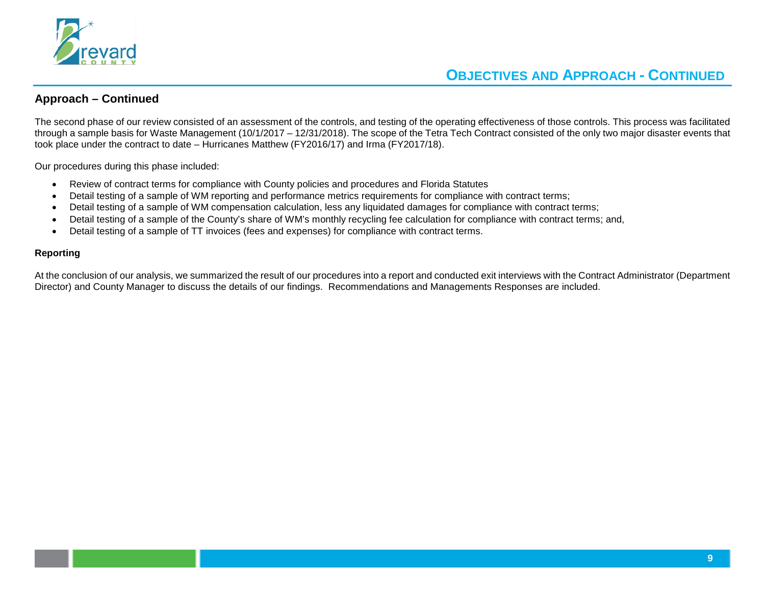# OBJECTIVES AND APPROACH - CONTINUED

## Approach – Continued

The second phase of our review consisted of an assessment of the controls, and testing of the operating effectiveness of those controls. This process was facilitated through a sample basis for Waste Management (10/1/2017 – 12/31/2018). The scope of the Tetra Tech Contract consisted of the only two major disaster events that took place under the contract to date – Hurricanes Matthew (FY2016/17) and Irma (FY2017/18).

Our procedures during this phase included:

- Review of contract terms for compliance with County policies and procedures and Florida Statutes
- Detail testing of a sample of WM reporting and performance metrics requirements for compliance with contract terms;
- Detail testing of a sample of WM compensation calculation, less any liquidated damages for compliance with contract terms;
- Detail testing of a sample of the County's share of WM's monthly recycling fee calculation for compliance with contract terms; and,
- Detail testing of a sample of TT invoices (fees and expenses) for compliance with contract terms.

### Reporting

At the conclusion of our analysis, we summarized the result of our procedures into a report and conducted exit interviews with the Contract Administrator (Department Director) and County Manager to discuss the details of our findings. Recommendations and Managements Responses are included.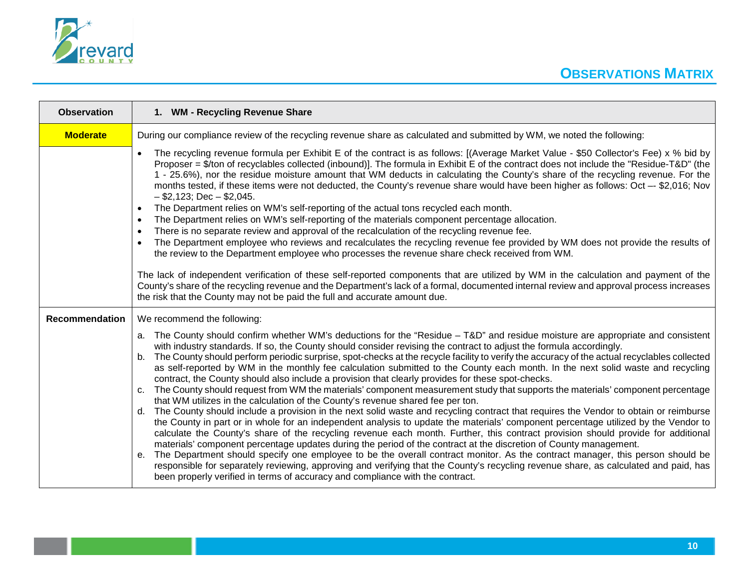# OBSERVATIONS MATRIX

| Observation | 1. WM - Recycling Revenue Share |
|---|---|
| **Moderate** | During our compliance review of the recycling revenue share as calculated and submitted by WM, we noted the following:<br><br>• The recycling revenue formula per Exhibit E of the contract is as follows: [(Average Market Value - $50 Collector's Fee) x % bid by Proposer = $/ton of recyclables collected (inbound)]. The formula in Exhibit E of the contract does not include the "Residue-T&D" (the 1 - 25.6%), nor the residue moisture amount that WM deducts in calculating the County's share of the recycling revenue. For the months tested, if these items were not deducted, the County's revenue share would have been higher as follows: Oct –- $2,016; Nov – $2,123; Dec – $2,045.<br>• The Department relies on WM's self-reporting of the actual tons recycled each month.<br>• The Department relies on WM's self-reporting of the materials component percentage allocation.<br>• There is no separate review and approval of the recalculation of the recycling revenue fee.<br>• The Department employee who reviews and recalculates the recycling revenue fee provided by WM does not provide the results of the review to the Department employee who processes the revenue share check received from WM.<br><br>The lack of independent verification of these self-reported components that are utilized by WM in the calculation and payment of the County's share of the recycling revenue and the Department's lack of a formal, documented internal review and approval process increases the risk that the County may not be paid the full and accurate amount due. |
| **Recommendation** | We recommend the following:<br><br>a. The County should confirm whether WM's deductions for the "Residue – T&D" and residue moisture are appropriate and consistent with industry standards. If so, the County should consider revising the contract to adjust the formula accordingly.<br>b. The County should perform periodic surprise, spot-checks at the recycle facility to verify the accuracy of the actual recyclables collected as self-reported by WM in the monthly fee calculation submitted to the County each month. In the next solid waste and recycling contract, the County should also include a provision that clearly provides for these spot-checks.<br>c. The County should request from WM the materials' component measurement study that supports the materials' component percentage that WM utilizes in the calculation of the County's revenue shared fee per ton.<br>d. The County should include a provision in the next solid waste and recycling contract that requires the Vendor to obtain or reimburse the County in part or in whole for an independent analysis to update the materials' component percentage utilized by the Vendor to calculate the County's share of the recycling revenue each month. Further, this contract provision should provide for additional materials' component percentage updates during the period of the contract at the discretion of County management.<br>e. The Department should specify one employee to be the overall contract monitor. As the contract manager, this person should be responsible for separately reviewing, approving and verifying that the County's recycling revenue share, as calculated and paid, has been properly verified in terms of accuracy and compliance with the contract. |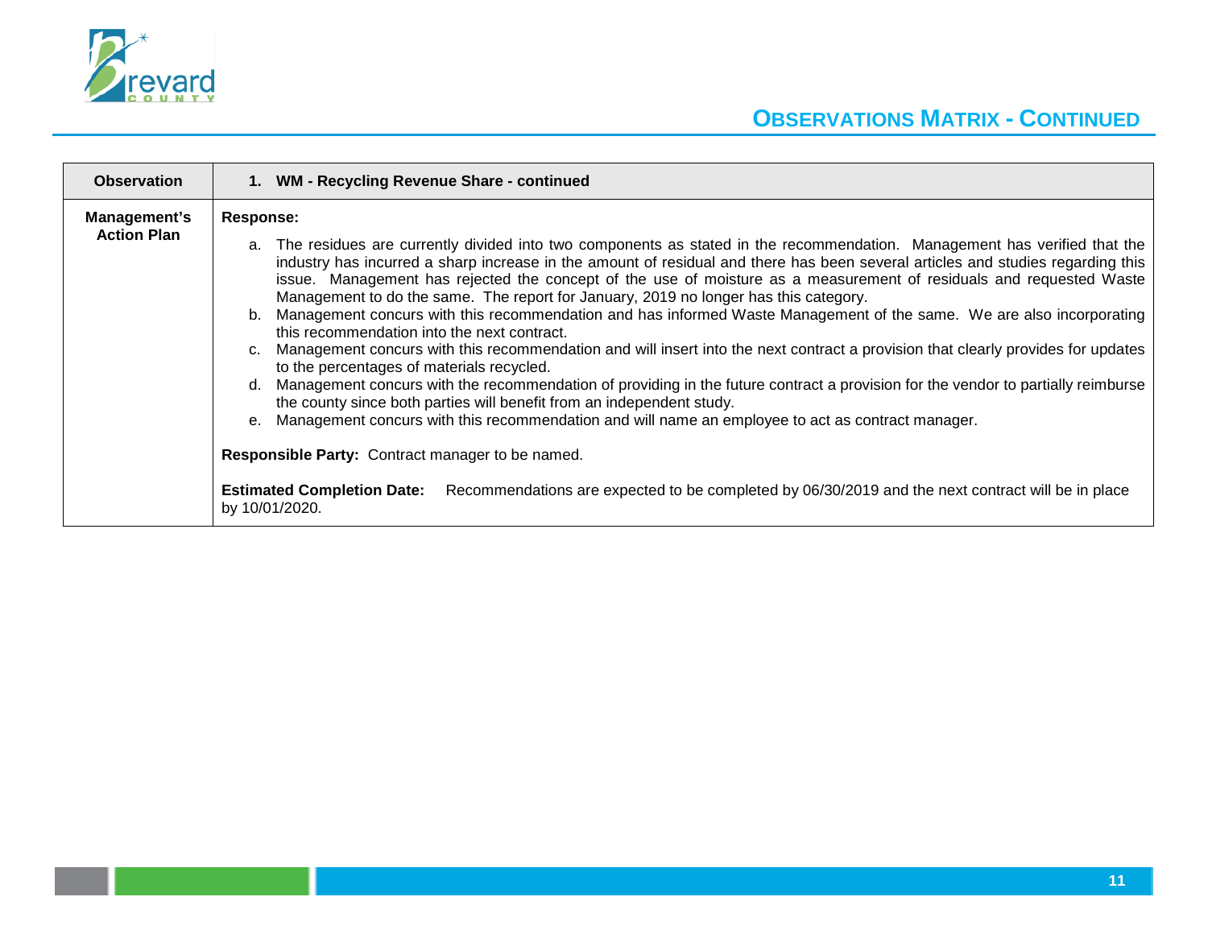## OBSERVATIONS MATRIX - CONTINUED

| Observation | 1. WM - Recycling Revenue Share - continued |
|---|---|
| **Management's Action Plan** | **Response:**<br><br>a. The residues are currently divided into two components as stated in the recommendation. Management has verified that the industry has incurred a sharp increase in the amount of residual and there has been several articles and studies regarding this issue. Management has rejected the concept of the use of moisture as a measurement of residuals and requested Waste Management to do the same. The report for January, 2019 no longer has this category.<br>b. Management concurs with this recommendation and has informed Waste Management of the same. We are also incorporating this recommendation into the next contract.<br>c. Management concurs with this recommendation and will insert into the next contract a provision that clearly provides for updates to the percentages of materials recycled.<br>d. Management concurs with the recommendation of providing in the future contract a provision for the vendor to partially reimburse the county since both parties will benefit from an independent study.<br>e. Management concurs with this recommendation and will name an employee to act as contract manager.<br><br>**Responsible Party:** Contract manager to be named.<br><br>**Estimated Completion Date:** Recommendations are expected to be completed by 06/30/2019 and the next contract will be in place by 10/01/2020. |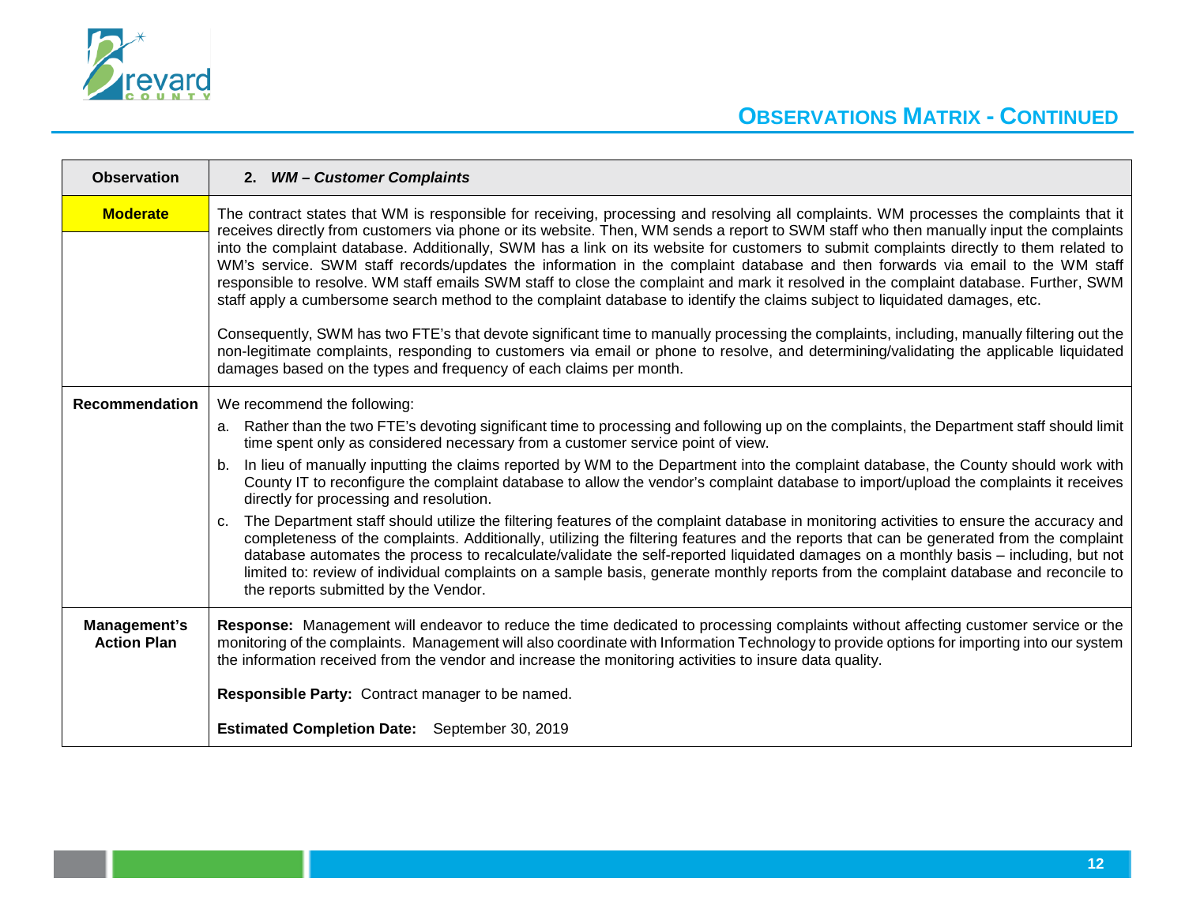## OBSERVATIONS MATRIX - CONTINUED

| Observation | 2. ***WM – Customer Complaints*** |
|---|---|
| **Moderate** | The contract states that WM is responsible for receiving, processing and resolving all complaints. WM processes the complaints that it receives directly from customers via phone or its website. Then, WM sends a report to SWM staff who then manually input the complaints into the complaint database. Additionally, SWM has a link on its website for customers to submit complaints directly to them related to WM's service. SWM staff records/updates the information in the complaint database and then forwards via email to the WM staff responsible to resolve. WM staff emails SWM staff to close the complaint and mark it resolved in the complaint database. Further, SWM staff apply a cumbersome search method to the complaint database to identify the claims subject to liquidated damages, etc.<br><br>Consequently, SWM has two FTE's that devote significant time to manually processing the complaints, including, manually filtering out the non-legitimate complaints, responding to customers via email or phone to resolve, and determining/validating the applicable liquidated damages based on the types and frequency of each claims per month. |
| **Recommendation** | We recommend the following:<br>a. Rather than the two FTE's devoting significant time to processing and following up on the complaints, the Department staff should limit time spent only as considered necessary from a customer service point of view.<br>b. In lieu of manually inputting the claims reported by WM to the Department into the complaint database, the County should work with County IT to reconfigure the complaint database to allow the vendor's complaint database to import/upload the complaints it receives directly for processing and resolution.<br>c. The Department staff should utilize the filtering features of the complaint database in monitoring activities to ensure the accuracy and completeness of the complaints. Additionally, utilizing the filtering features and the reports that can be generated from the complaint database automates the process to recalculate/validate the self-reported liquidated damages on a monthly basis – including, but not limited to: review of individual complaints on a sample basis, generate monthly reports from the complaint database and reconcile to the reports submitted by the Vendor. |
| **Management's Action Plan** | **Response:** Management will endeavor to reduce the time dedicated to processing complaints without affecting customer service or the monitoring of the complaints. Management will also coordinate with Information Technology to provide options for importing into our system the information received from the vendor and increase the monitoring activities to insure data quality.<br><br>**Responsible Party:** Contract manager to be named.<br><br>**Estimated Completion Date:** September 30, 2019 |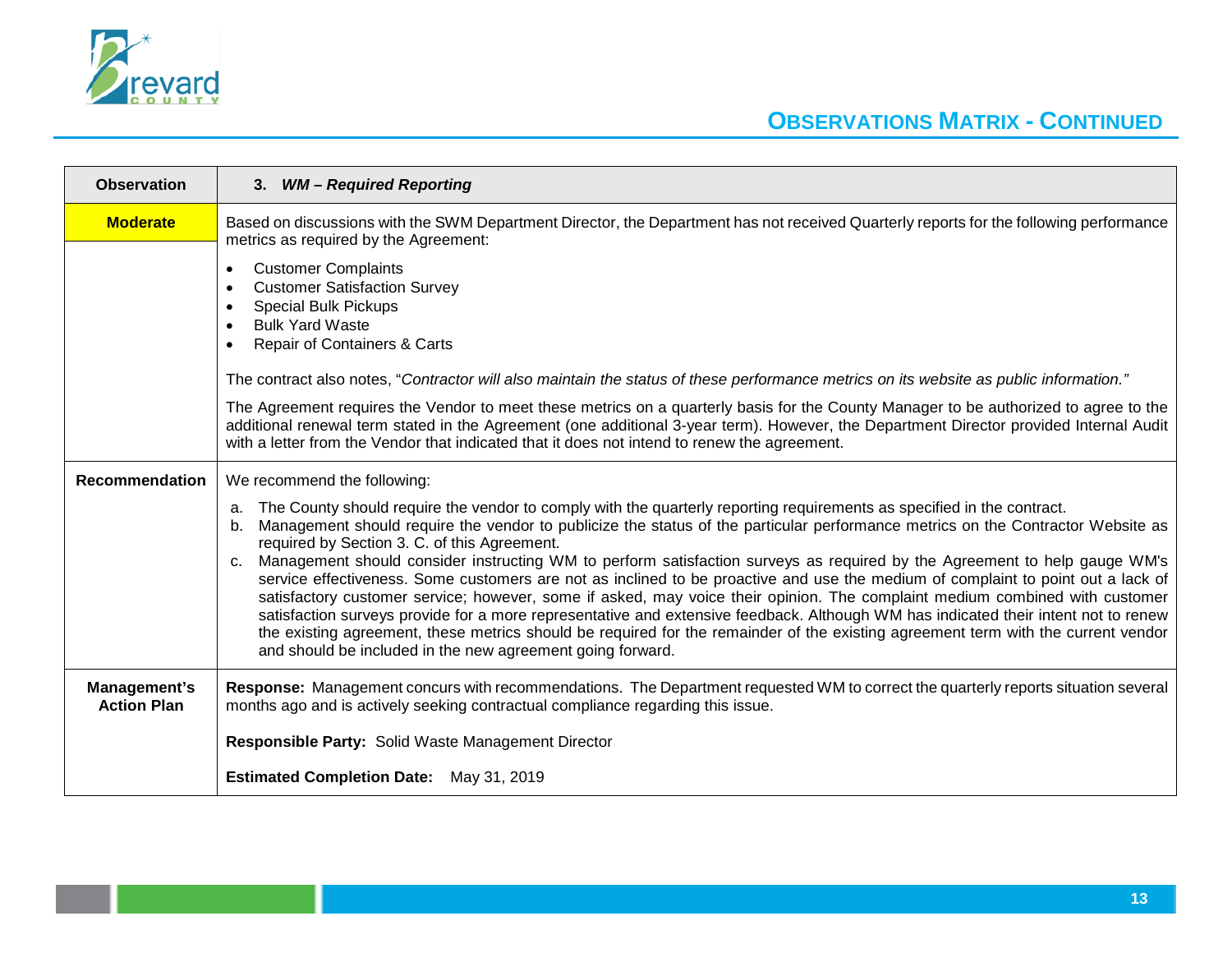## OBSERVATIONS MATRIX - CONTINUED

| Observation | 3. ***WM – Required Reporting*** |
|---|---|
| **Moderate** | Based on discussions with the SWM Department Director, the Department has not received Quarterly reports for the following performance metrics as required by the Agreement:<br><br>• Customer Complaints<br>• Customer Satisfaction Survey<br>• Special Bulk Pickups<br>• Bulk Yard Waste<br>• Repair of Containers & Carts<br><br>The contract also notes, "*Contractor will also maintain the status of these performance metrics on its website as public information.*"<br><br>The Agreement requires the Vendor to meet these metrics on a quarterly basis for the County Manager to be authorized to agree to the additional renewal term stated in the Agreement (one additional 3-year term). However, the Department Director provided Internal Audit with a letter from the Vendor that indicated that it does not intend to renew the agreement. |
| **Recommendation** | We recommend the following:<br><br>a. The County should require the vendor to comply with the quarterly reporting requirements as specified in the contract.<br>b. Management should require the vendor to publicize the status of the particular performance metrics on the Contractor Website as required by Section 3. C. of this Agreement.<br>c. Management should consider instructing WM to perform satisfaction surveys as required by the Agreement to help gauge WM's service effectiveness. Some customers are not as inclined to be proactive and use the medium of complaint to point out a lack of satisfactory customer service; however, some if asked, may voice their opinion. The complaint medium combined with customer satisfaction surveys provide for a more representative and extensive feedback. Although WM has indicated their intent not to renew the existing agreement, these metrics should be required for the remainder of the existing agreement term with the current vendor and should be included in the new agreement going forward. |
| **Management's Action Plan** | **Response:** Management concurs with recommendations. The Department requested WM to correct the quarterly reports situation several months ago and is actively seeking contractual compliance regarding this issue.<br><br>**Responsible Party:** Solid Waste Management Director<br><br>**Estimated Completion Date:** May 31, 2019 |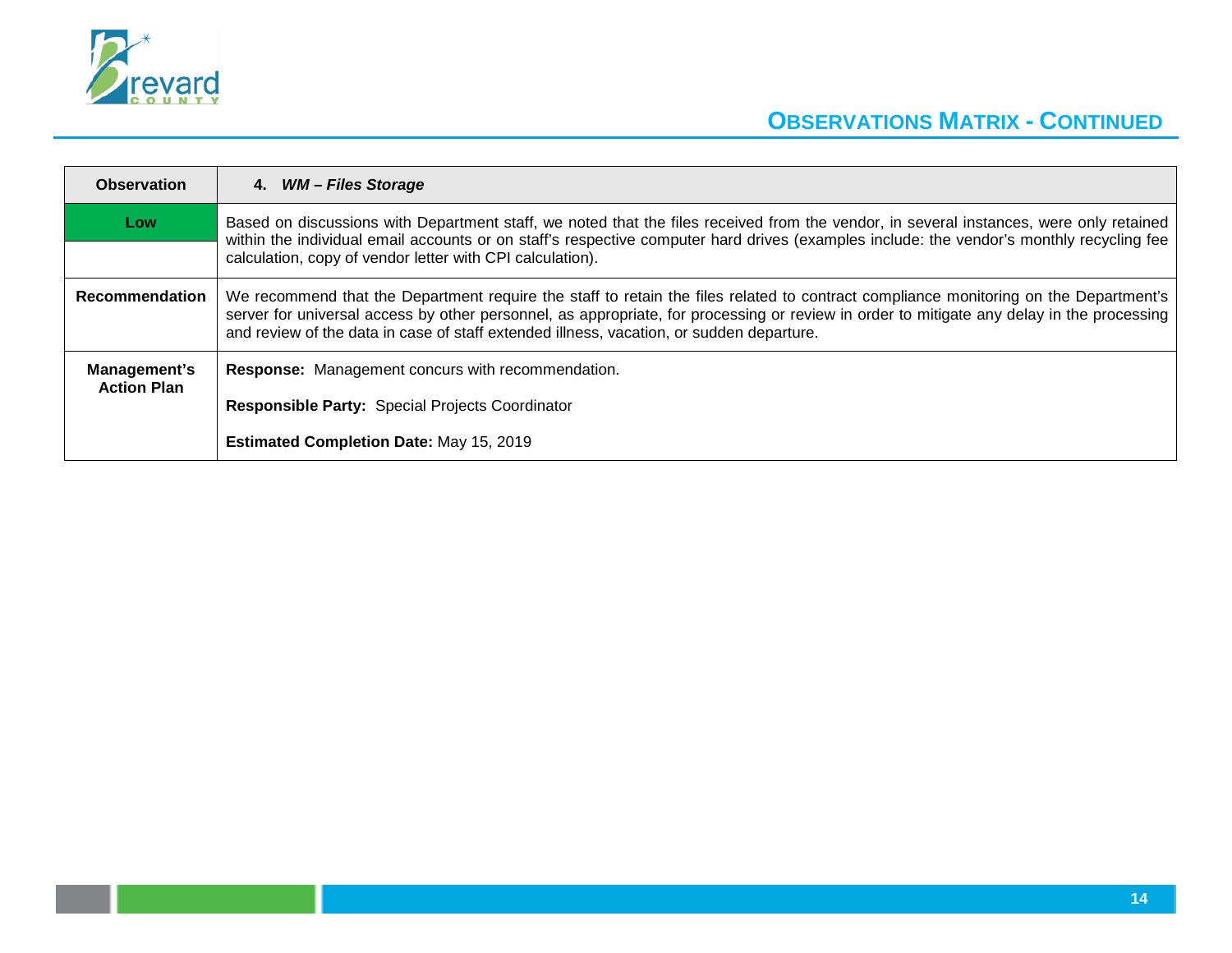## OBSERVATIONS MATRIX - CONTINUED

| Observation | 4. ***WM – Files Storage*** |
|---|---|
| **Low** | Based on discussions with Department staff, we noted that the files received from the vendor, in several instances, were only retained within the individual email accounts or on staff's respective computer hard drives (examples include: the vendor's monthly recycling fee calculation, copy of vendor letter with CPI calculation). |
| **Recommendation** | We recommend that the Department require the staff to retain the files related to contract compliance monitoring on the Department's server for universal access by other personnel, as appropriate, for processing or review in order to mitigate any delay in the processing and review of the data in case of staff extended illness, vacation, or sudden departure. |
| **Management's Action Plan** | **Response:** Management concurs with recommendation.<br><br>**Responsible Party:** Special Projects Coordinator<br><br>**Estimated Completion Date:** May 15, 2019 |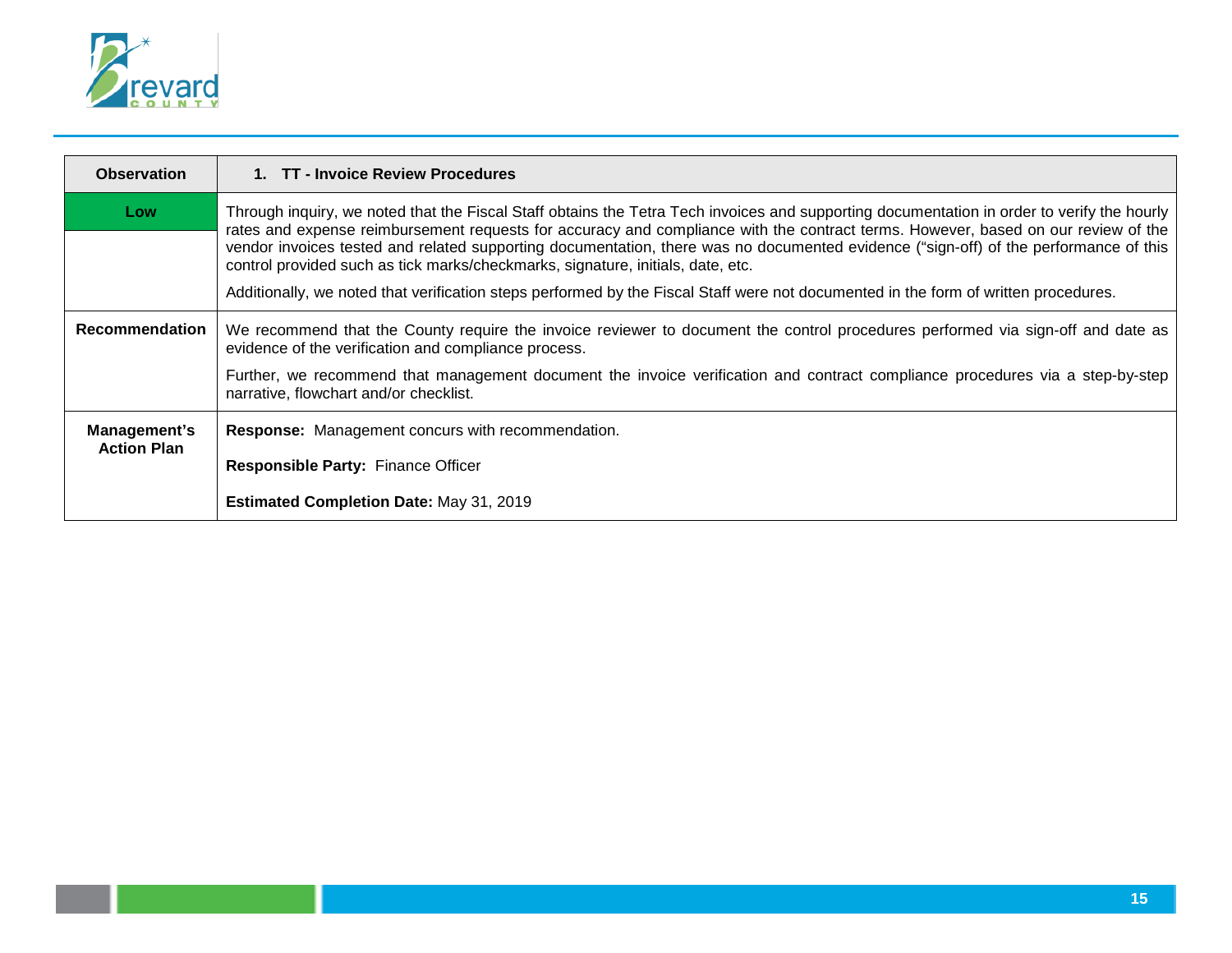| Observation | 1. TT - Invoice Review Procedures |
|---|---|
| Low | Through inquiry, we noted that the Fiscal Staff obtains the Tetra Tech invoices and supporting documentation in order to verify the hourly rates and expense reimbursement requests for accuracy and compliance with the contract terms. However, based on our review of the vendor invoices tested and related supporting documentation, there was no documented evidence (“sign-off) of the performance of this control provided such as tick marks/checkmarks, signature, initials, date, etc.<br><br>Additionally, we noted that verification steps performed by the Fiscal Staff were not documented in the form of written procedures. |
| **Recommendation** | We recommend that the County require the invoice reviewer to document the control procedures performed via sign-off and date as evidence of the verification and compliance process.<br><br>Further, we recommend that management document the invoice verification and contract compliance procedures via a step-by-step narrative, flowchart and/or checklist. |
| **Management's Action Plan** | **Response:** Management concurs with recommendation.<br><br>**Responsible Party:** Finance Officer<br><br>**Estimated Completion Date:** May 31, 2019 |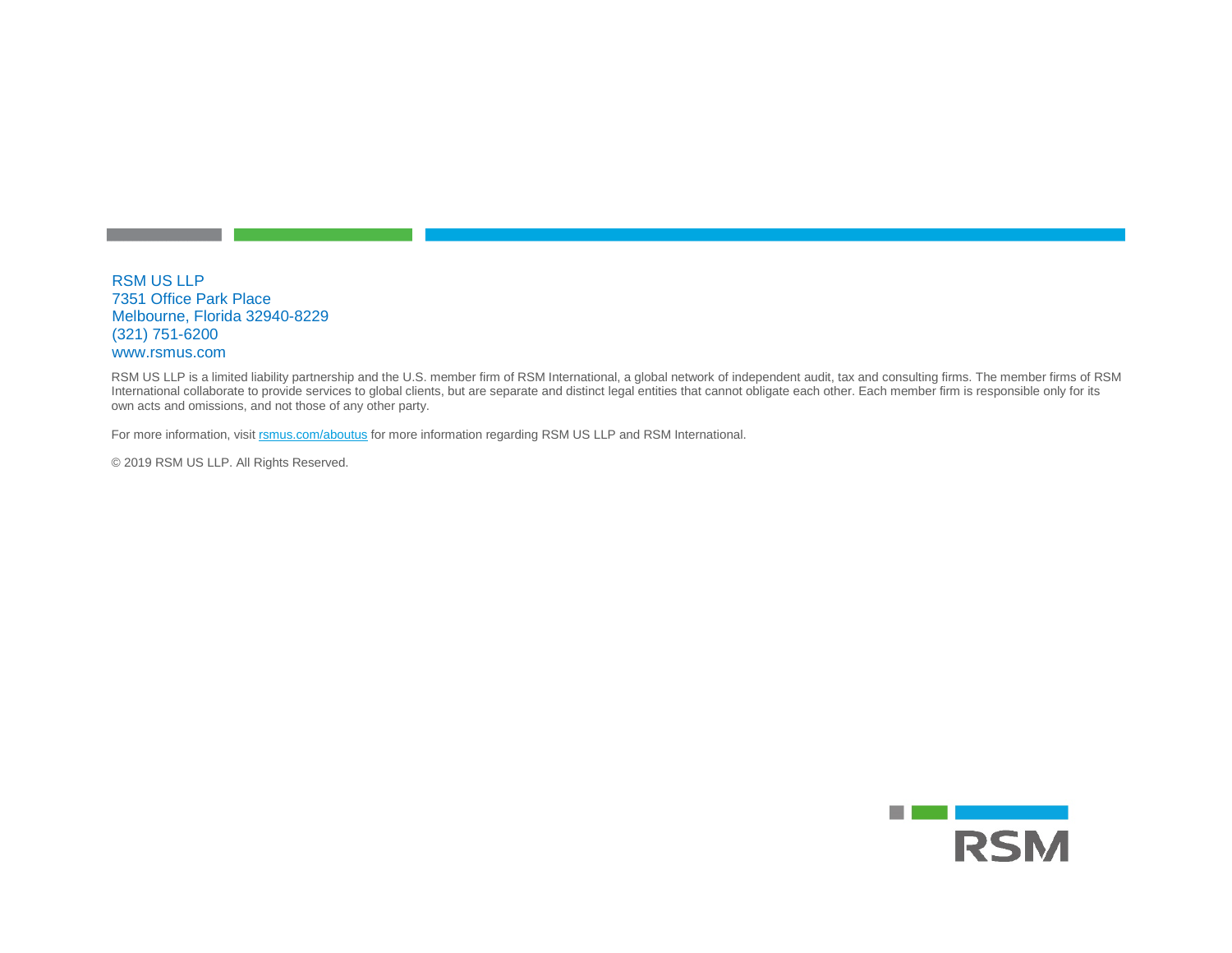RSM US LLP
7351 Office Park Place
Melbourne, Florida 32940-8229
(321) 751-6200
www.rsmus.com

RSM US LLP is a limited liability partnership and the U.S. member firm of RSM International, a global network of independent audit, tax and consulting firms. The member firms of RSM International collaborate to provide services to global clients, but are separate and distinct legal entities that cannot obligate each other. Each member firm is responsible only for its own acts and omissions, and not those of any other party.

For more information, visit [rsmus.com/aboutus](https://rsmus.com/aboutus) for more information regarding RSM US LLP and RSM International.

© 2019 RSM US LLP. All Rights Reserved.